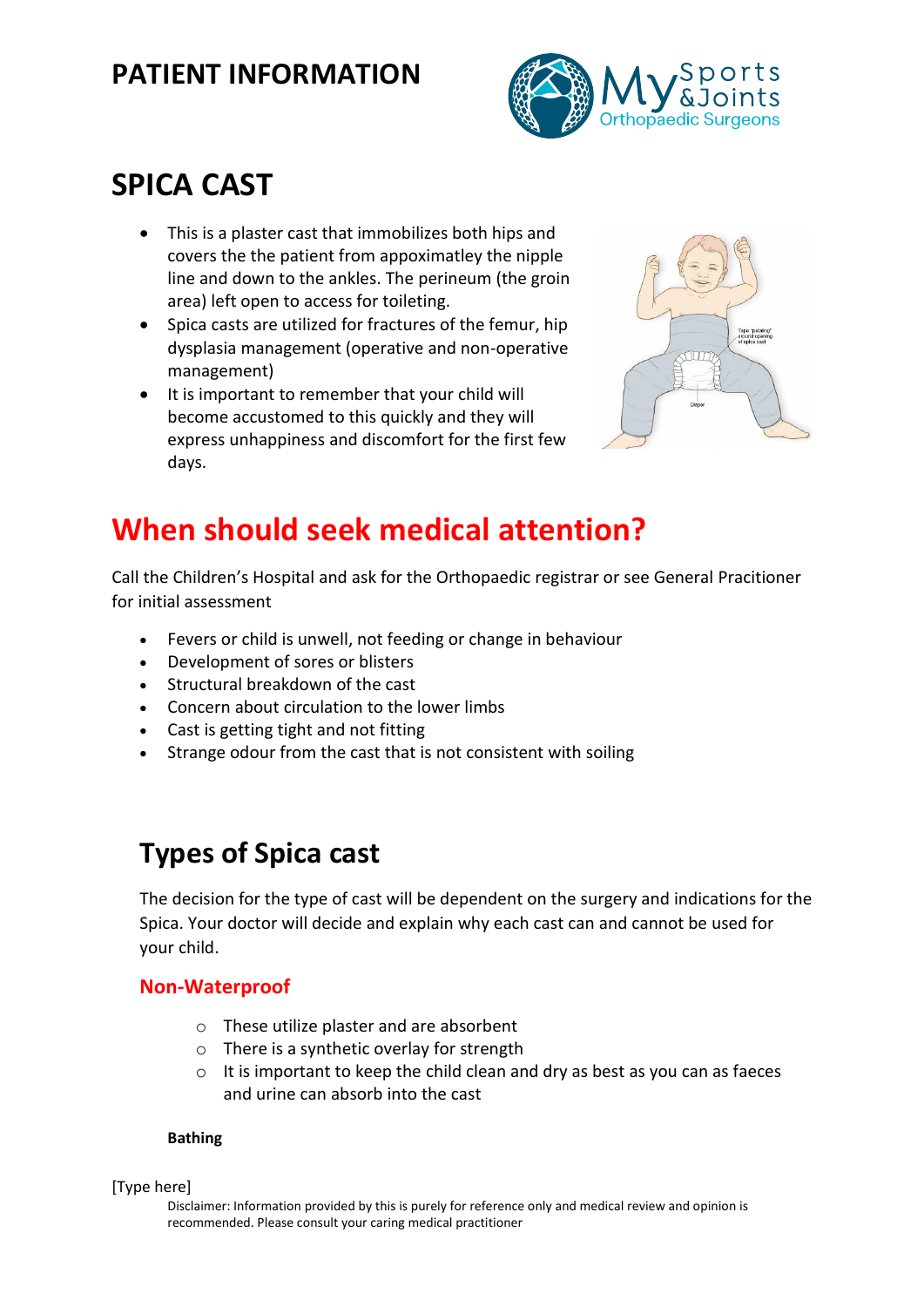# PATIENT INFORMATION

# SPICA CAST

- This is a plaster cast that immobilizes both hips and covers the the patient from appoximatley the nipple line and down to the ankles. The perineum (the groin area) left open to access for toileting.
- Spica casts are utilized for fractures of the femur, hip dysplasia management (operative and non-operative management)
- It is important to remember that your child will become accustomed to this quickly and they will express unhappiness and discomfort for the first few days.

# When should seek medical attention?

Call the Children's Hospital and ask for the Orthopaedic registrar or see General Pracitioner for initial assessment

- Fevers or child is unwell, not feeding or change in behaviour
- Development of sores or blisters
- Structural breakdown of the cast
- Concern about circulation to the lower limbs
- Cast is getting tight and not fitting
- Strange odour from the cast that is not consistent with soiling

## Types of Spica cast

The decision for the type of cast will be dependent on the surgery and indications for the Spica. Your doctor will decide and explain why each cast can and cannot be used for your child.

### Non-Waterproof

- These utilize plaster and are absorbent
- There is a synthetic overlay for strength
- It is important to keep the child clean and dry as best as you can as faeces and urine can absorb into the cast

**Bathing**

[Type here]

Disclaimer: Information provided by this is purely for reference only and medical review and opinion is recommended. Please consult your caring medical practitioner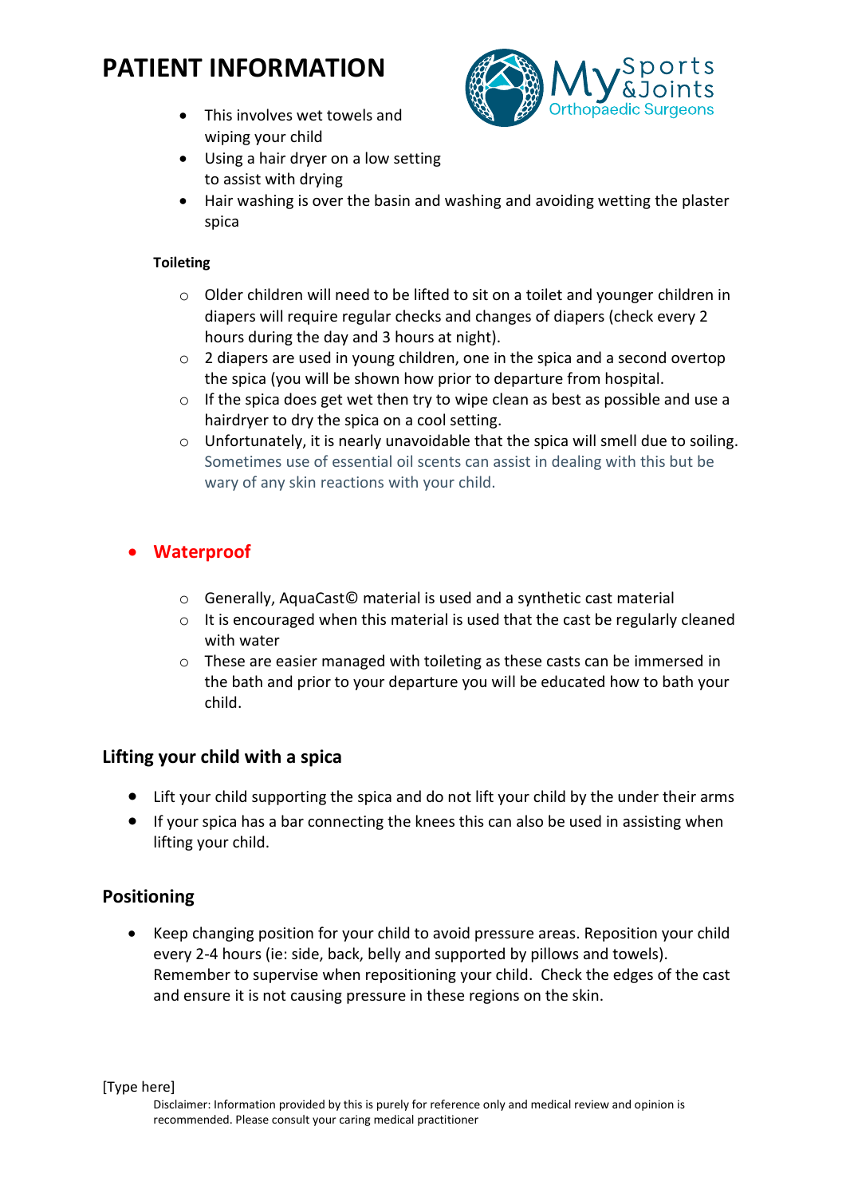# PATIENT INFORMATION

- This involves wet towels and wiping your child
- Using a hair dryer on a low setting to assist with drying
- Hair washing is over the basin and washing and avoiding wetting the plaster spica

**Toileting**

- Older children will need to be lifted to sit on a toilet and younger children in diapers will require regular checks and changes of diapers (check every 2 hours during the day and 3 hours at night).
- 2 diapers are used in young children, one in the spica and a second overtop the spica (you will be shown how prior to departure from hospital.
- If the spica does get wet then try to wipe clean as best as possible and use a hairdryer to dry the spica on a cool setting.
- Unfortunately, it is nearly unavoidable that the spica will smell due to soiling. Sometimes use of essential oil scents can assist in dealing with this but be wary of any skin reactions with your child.

- **Waterproof**
  - Generally, AquaCast© material is used and a synthetic cast material
  - It is encouraged when this material is used that the cast be regularly cleaned with water
  - These are easier managed with toileting as these casts can be immersed in the bath and prior to your departure you will be educated how to bath your child.

## Lifting your child with a spica

- Lift your child supporting the spica and do not lift your child by the under their arms
- If your spica has a bar connecting the knees this can also be used in assisting when lifting your child.

## Positioning

- Keep changing position for your child to avoid pressure areas. Reposition your child every 2-4 hours (ie: side, back, belly and supported by pillows and towels). Remember to supervise when repositioning your child. Check the edges of the cast and ensure it is not causing pressure in these regions on the skin.

[Type here]

Disclaimer: Information provided by this is purely for reference only and medical review and opinion is recommended. Please consult your caring medical practitioner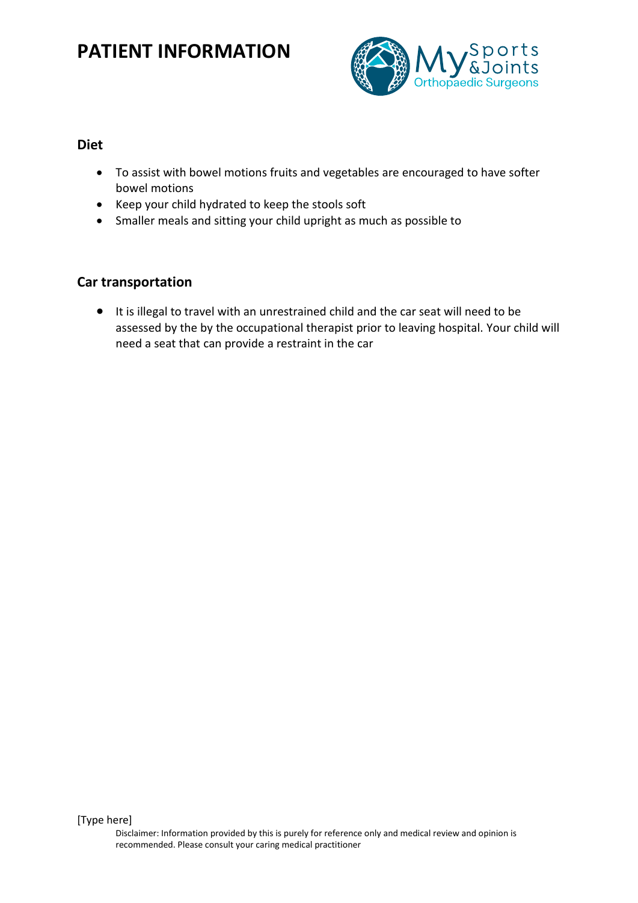# PATIENT INFORMATION

## Diet

- To assist with bowel motions fruits and vegetables are encouraged to have softer bowel motions
- Keep your child hydrated to keep the stools soft
- Smaller meals and sitting your child upright as much as possible to

## Car transportation

- It is illegal to travel with an unrestrained child and the car seat will need to be assessed by the by the occupational therapist prior to leaving hospital. Your child will need a seat that can provide a restraint in the car

[Type here]

Disclaimer: Information provided by this is purely for reference only and medical review and opinion is recommended. Please consult your caring medical practitioner